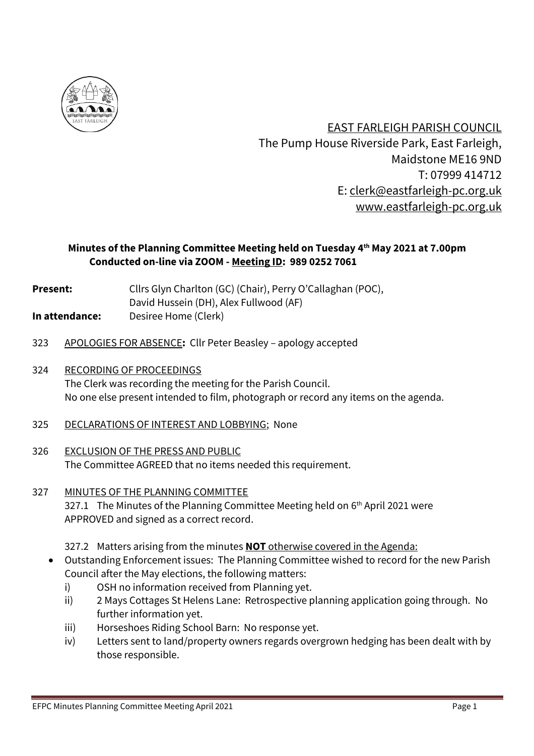EAST FARLEIGH PARISH COUNCIL
The Pump House Riverside Park, East Farleigh,
Maidstone ME16 9ND
T: 07999 414712
E: clerk@eastfarleigh-pc.org.uk
www.eastfarleigh-pc.org.uk

**Minutes of the Planning Committee Meeting held on Tuesday 4th May 2021 at 7.00pm**
**Conducted on-line via ZOOM - Meeting ID: 989 0252 7061**

**Present:** Cllrs Glyn Charlton (GC) (Chair), Perry O'Callaghan (POC), David Hussein (DH), Alex Fullwood (AF)

**In attendance:** Desiree Home (Clerk)

323 APOLOGIES FOR ABSENCE**:** Cllr Peter Beasley – apology accepted

324 RECORDING OF PROCEEDINGS
The Clerk was recording the meeting for the Parish Council.
No one else present intended to film, photograph or record any items on the agenda.

325 DECLARATIONS OF INTEREST AND LOBBYING; None

326 EXCLUSION OF THE PRESS AND PUBLIC
The Committee AGREED that no items needed this requirement.

327 MINUTES OF THE PLANNING COMMITTEE
327.1 The Minutes of the Planning Committee Meeting held on 6th April 2021 were APPROVED and signed as a correct record.

327.2 Matters arising from the minutes **NOT** otherwise covered in the Agenda:

- Outstanding Enforcement issues: The Planning Committee wished to record for the new Parish Council after the May elections, the following matters:
  - i) OSH no information received from Planning yet.
  - ii) 2 Mays Cottages St Helens Lane: Retrospective planning application going through. No further information yet.
  - iii) Horseshoes Riding School Barn: No response yet.
  - iv) Letters sent to land/property owners regards overgrown hedging has been dealt with by those responsible.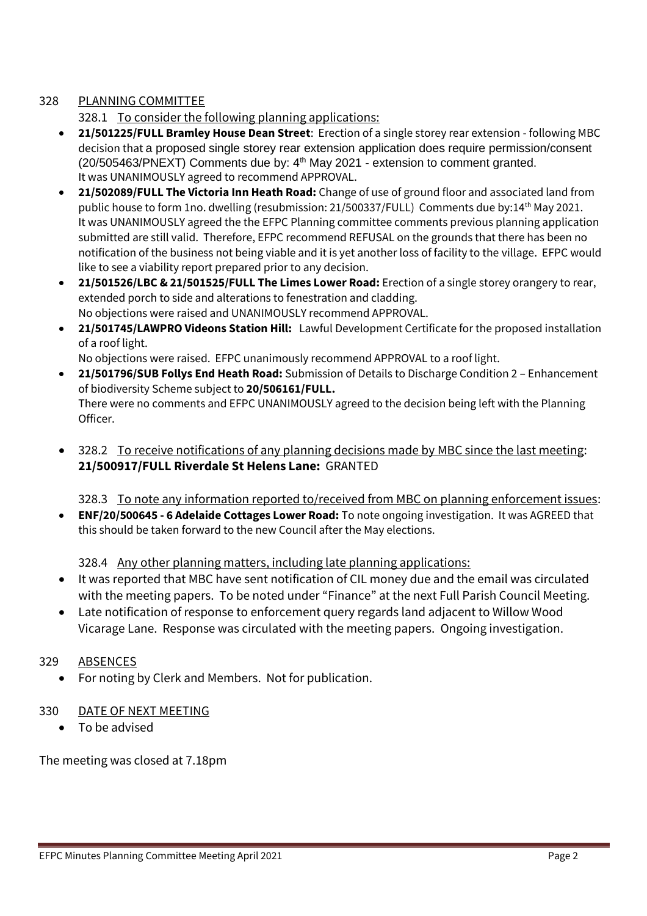## 328 PLANNING COMMITTEE

328.1 To consider the following planning applications:

- **21/501225/FULL Bramley House Dean Street**: Erection of a single storey rear extension - following MBC decision that a proposed single storey rear extension application does require permission/consent (20/505463/PNEXT) Comments due by: 4th May 2021 - extension to comment granted.
  It was UNANIMOUSLY agreed to recommend APPROVAL.
- **21/502089/FULL The Victoria Inn Heath Road:** Change of use of ground floor and associated land from public house to form 1no. dwelling (resubmission: 21/500337/FULL) Comments due by:14th May 2021.
  It was UNANIMOUSLY agreed the the EFPC Planning committee comments previous planning application submitted are still valid. Therefore, EFPC recommend REFUSAL on the grounds that there has been no notification of the business not being viable and it is yet another loss of facility to the village. EFPC would like to see a viability report prepared prior to any decision.
- **21/501526/LBC & 21/501525/FULL The Limes Lower Road:** Erection of a single storey orangery to rear, extended porch to side and alterations to fenestration and cladding.
  No objections were raised and UNANIMOUSLY recommend APPROVAL.
- **21/501745/LAWPRO Videons Station Hill:** Lawful Development Certificate for the proposed installation of a roof light.
  No objections were raised. EFPC unanimously recommend APPROVAL to a roof light.
- **21/501796/SUB Follys End Heath Road:** Submission of Details to Discharge Condition 2 – Enhancement of biodiversity Scheme subject to **20/506161/FULL.**
  There were no comments and EFPC UNANIMOUSLY agreed to the decision being left with the Planning Officer.

- 328.2 To receive notifications of any planning decisions made by MBC since the last meeting: **21/500917/FULL Riverdale St Helens Lane:** GRANTED

328.3 To note any information reported to/received from MBC on planning enforcement issues:

- **ENF/20/500645 - 6 Adelaide Cottages Lower Road:** To note ongoing investigation. It was AGREED that this should be taken forward to the new Council after the May elections.

328.4 Any other planning matters, including late planning applications:

- It was reported that MBC have sent notification of CIL money due and the email was circulated with the meeting papers. To be noted under "Finance" at the next Full Parish Council Meeting.
- Late notification of response to enforcement query regards land adjacent to Willow Wood Vicarage Lane. Response was circulated with the meeting papers. Ongoing investigation.

## 329 ABSENCES

- For noting by Clerk and Members. Not for publication.

## 330 DATE OF NEXT MEETING

- To be advised

The meeting was closed at 7.18pm